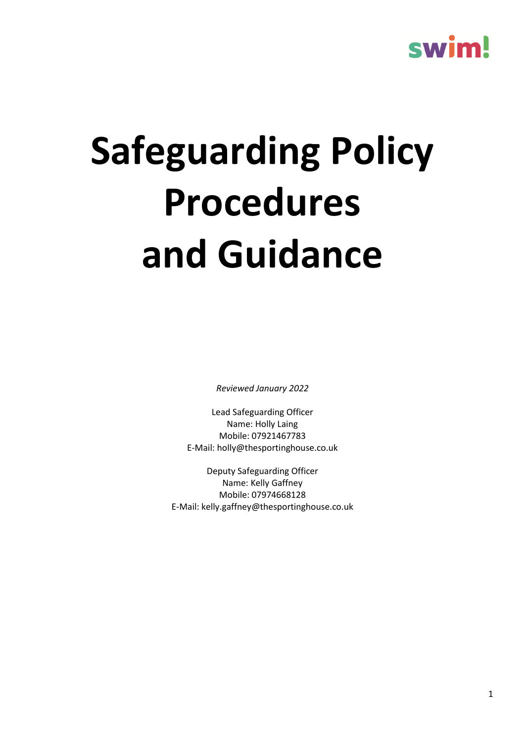swim!

# Safeguarding Policy Procedures and Guidance

*Reviewed January 2022*

Lead Safeguarding Officer
Name: Holly Laing
Mobile: 07921467783
E-Mail: holly@thesportinghouse.co.uk

Deputy Safeguarding Officer
Name: Kelly Gaffney
Mobile: 07974668128
E-Mail: kelly.gaffney@thesportinghouse.co.uk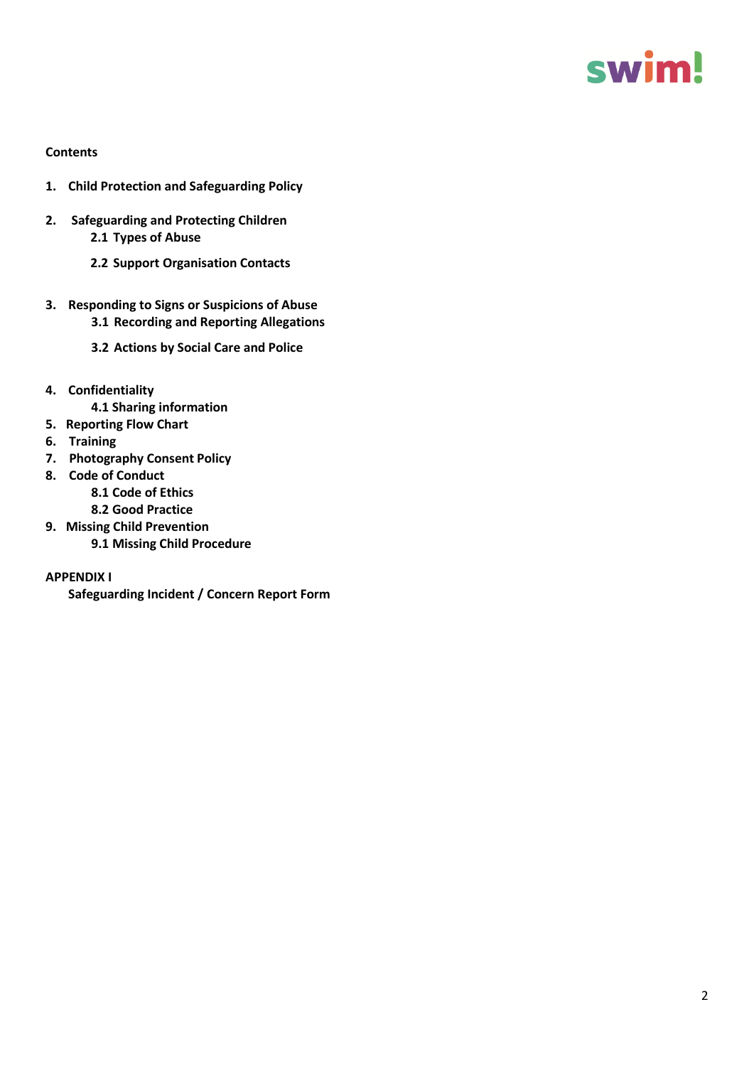**Contents**

1. **Child Protection and Safeguarding Policy**

2. **Safeguarding and Protecting Children**
   - **2.1 Types of Abuse**
   - **2.2 Support Organisation Contacts**

3. **Responding to Signs or Suspicions of Abuse**
   - **3.1 Recording and Reporting Allegations**
   - **3.2 Actions by Social Care and Police**

4. **Confidentiality**
   - **4.1 Sharing information**
5. **Reporting Flow Chart**
6. **Training**
7. **Photography Consent Policy**
8. **Code of Conduct**
   - **8.1 Code of Ethics**
   - **8.2 Good Practice**
9. **Missing Child Prevention**
   - **9.1 Missing Child Procedure**

**APPENDIX I**

**Safeguarding Incident / Concern Report Form**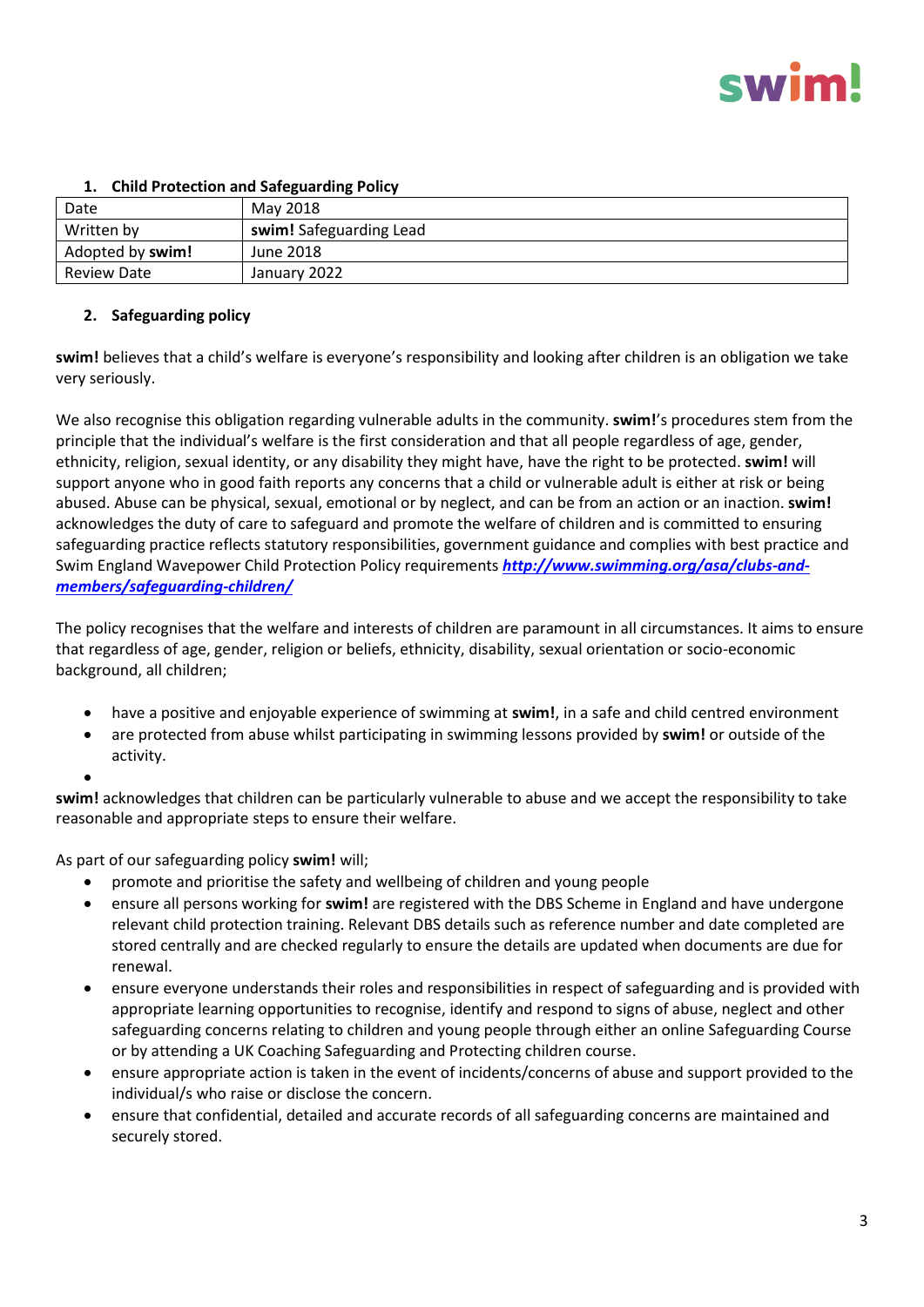## 1. Child Protection and Safeguarding Policy

| Date | May 2018 |
|---|---|
| Written by | **swim!** Safeguarding Lead |
| Adopted by **swim!** | June 2018 |
| Review Date | January 2022 |

## 2. Safeguarding policy

**swim!** believes that a child's welfare is everyone's responsibility and looking after children is an obligation we take very seriously.

We also recognise this obligation regarding vulnerable adults in the community. **swim!**'s procedures stem from the principle that the individual's welfare is the first consideration and that all people regardless of age, gender, ethnicity, religion, sexual identity, or any disability they might have, have the right to be protected. **swim!** will support anyone who in good faith reports any concerns that a child or vulnerable adult is either at risk or being abused. Abuse can be physical, sexual, emotional or by neglect, and can be from an action or an inaction. **swim!** acknowledges the duty of care to safeguard and promote the welfare of children and is committed to ensuring safeguarding practice reflects statutory responsibilities, government guidance and complies with best practice and Swim England Wavepower Child Protection Policy requirements ***http://www.swimming.org/asa/clubs-and-members/safeguarding-children/***

The policy recognises that the welfare and interests of children are paramount in all circumstances. It aims to ensure that regardless of age, gender, religion or beliefs, ethnicity, disability, sexual orientation or socio-economic background, all children;

- have a positive and enjoyable experience of swimming at **swim!**, in a safe and child centred environment
- are protected from abuse whilst participating in swimming lessons provided by **swim!** or outside of the activity.

**swim!** acknowledges that children can be particularly vulnerable to abuse and we accept the responsibility to take reasonable and appropriate steps to ensure their welfare.

As part of our safeguarding policy **swim!** will;

- promote and prioritise the safety and wellbeing of children and young people
- ensure all persons working for **swim!** are registered with the DBS Scheme in England and have undergone relevant child protection training. Relevant DBS details such as reference number and date completed are stored centrally and are checked regularly to ensure the details are updated when documents are due for renewal.
- ensure everyone understands their roles and responsibilities in respect of safeguarding and is provided with appropriate learning opportunities to recognise, identify and respond to signs of abuse, neglect and other safeguarding concerns relating to children and young people through either an online Safeguarding Course or by attending a UK Coaching Safeguarding and Protecting children course.
- ensure appropriate action is taken in the event of incidents/concerns of abuse and support provided to the individual/s who raise or disclose the concern.
- ensure that confidential, detailed and accurate records of all safeguarding concerns are maintained and securely stored.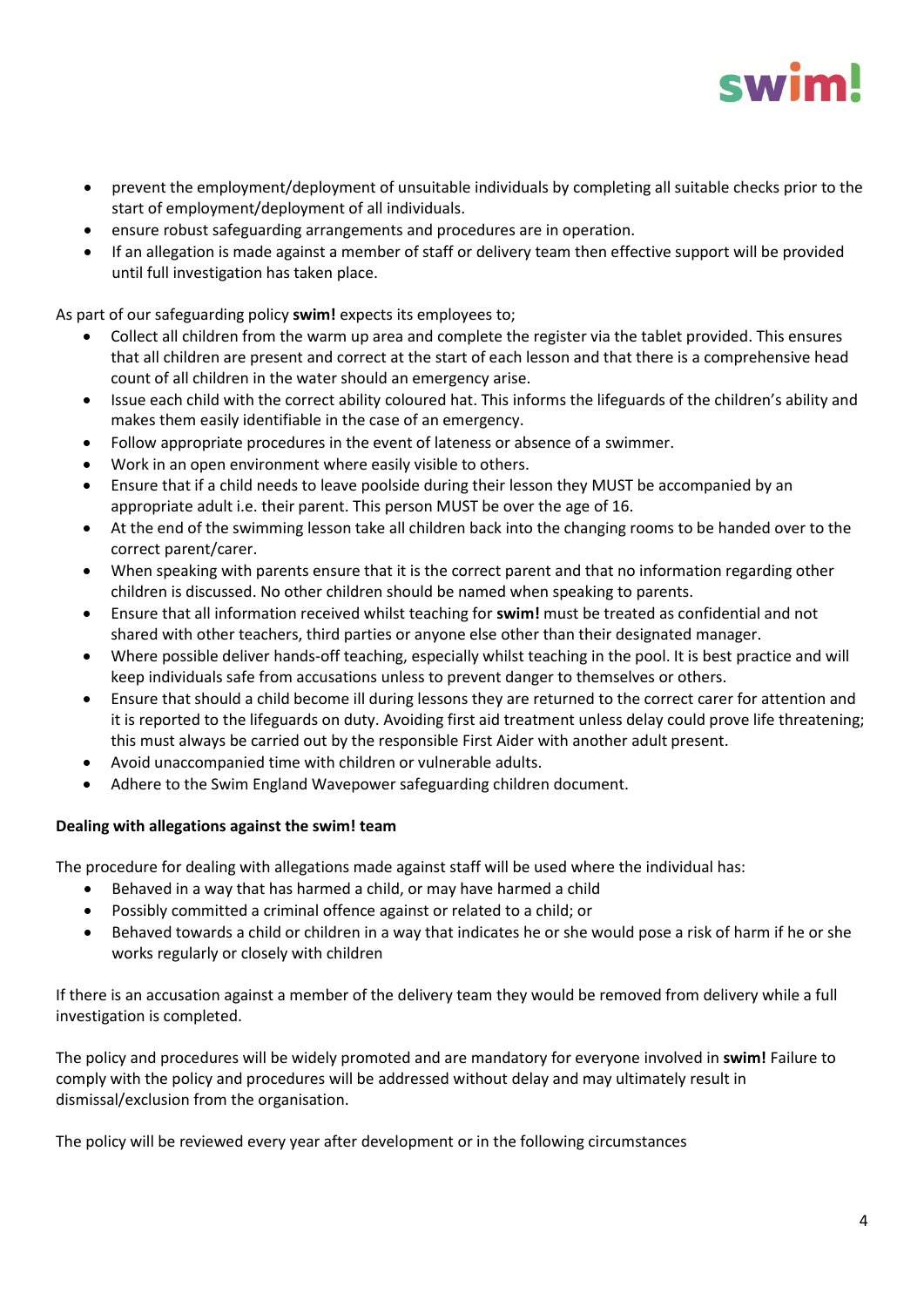- prevent the employment/deployment of unsuitable individuals by completing all suitable checks prior to the start of employment/deployment of all individuals.
- ensure robust safeguarding arrangements and procedures are in operation.
- If an allegation is made against a member of staff or delivery team then effective support will be provided until full investigation has taken place.

As part of our safeguarding policy **swim!** expects its employees to;

- Collect all children from the warm up area and complete the register via the tablet provided. This ensures that all children are present and correct at the start of each lesson and that there is a comprehensive head count of all children in the water should an emergency arise.
- Issue each child with the correct ability coloured hat. This informs the lifeguards of the children's ability and makes them easily identifiable in the case of an emergency.
- Follow appropriate procedures in the event of lateness or absence of a swimmer.
- Work in an open environment where easily visible to others.
- Ensure that if a child needs to leave poolside during their lesson they MUST be accompanied by an appropriate adult i.e. their parent. This person MUST be over the age of 16.
- At the end of the swimming lesson take all children back into the changing rooms to be handed over to the correct parent/carer.
- When speaking with parents ensure that it is the correct parent and that no information regarding other children is discussed. No other children should be named when speaking to parents.
- Ensure that all information received whilst teaching for **swim!** must be treated as confidential and not shared with other teachers, third parties or anyone else other than their designated manager.
- Where possible deliver hands-off teaching, especially whilst teaching in the pool. It is best practice and will keep individuals safe from accusations unless to prevent danger to themselves or others.
- Ensure that should a child become ill during lessons they are returned to the correct carer for attention and it is reported to the lifeguards on duty. Avoiding first aid treatment unless delay could prove life threatening; this must always be carried out by the responsible First Aider with another adult present.
- Avoid unaccompanied time with children or vulnerable adults.
- Adhere to the Swim England Wavepower safeguarding children document.

**Dealing with allegations against the swim! team**

The procedure for dealing with allegations made against staff will be used where the individual has:

- Behaved in a way that has harmed a child, or may have harmed a child
- Possibly committed a criminal offence against or related to a child; or
- Behaved towards a child or children in a way that indicates he or she would pose a risk of harm if he or she works regularly or closely with children

If there is an accusation against a member of the delivery team they would be removed from delivery while a full investigation is completed.

The policy and procedures will be widely promoted and are mandatory for everyone involved in **swim!** Failure to comply with the policy and procedures will be addressed without delay and may ultimately result in dismissal/exclusion from the organisation.

The policy will be reviewed every year after development or in the following circumstances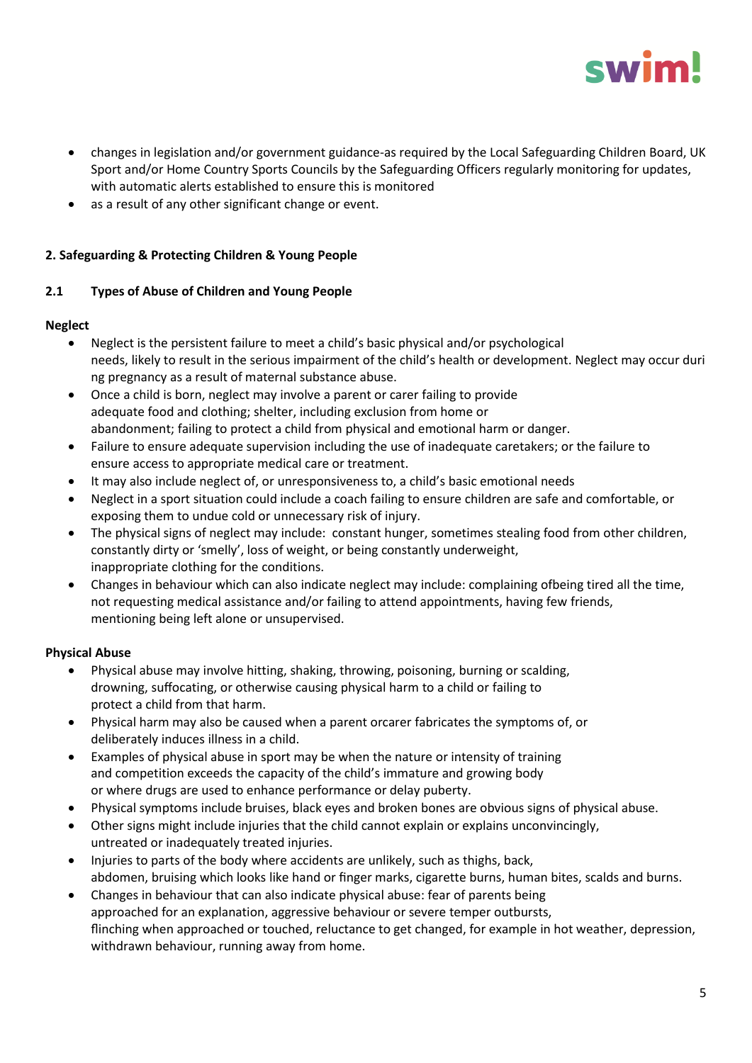- changes in legislation and/or government guidance-as required by the Local Safeguarding Children Board, UK Sport and/or Home Country Sports Councils by the Safeguarding Officers regularly monitoring for updates, with automatic alerts established to ensure this is monitored
- as a result of any other significant change or event.

## 2. Safeguarding & Protecting Children & Young People

### 2.1 Types of Abuse of Children and Young People

**Neglect**

- Neglect is the persistent failure to meet a child's basic physical and/or psychological needs, likely to result in the serious impairment of the child's health or development. Neglect may occur duri ng pregnancy as a result of maternal substance abuse.
- Once a child is born, neglect may involve a parent or carer failing to provide adequate food and clothing; shelter, including exclusion from home or abandonment; failing to protect a child from physical and emotional harm or danger.
- Failure to ensure adequate supervision including the use of inadequate caretakers; or the failure to ensure access to appropriate medical care or treatment.
- It may also include neglect of, or unresponsiveness to, a child's basic emotional needs
- Neglect in a sport situation could include a coach failing to ensure children are safe and comfortable, or exposing them to undue cold or unnecessary risk of injury.
- The physical signs of neglect may include: constant hunger, sometimes stealing food from other children, constantly dirty or 'smelly', loss of weight, or being constantly underweight, inappropriate clothing for the conditions.
- Changes in behaviour which can also indicate neglect may include: complaining ofbeing tired all the time, not requesting medical assistance and/or failing to attend appointments, having few friends, mentioning being left alone or unsupervised.

**Physical Abuse**

- Physical abuse may involve hitting, shaking, throwing, poisoning, burning or scalding, drowning, suffocating, or otherwise causing physical harm to a child or failing to protect a child from that harm.
- Physical harm may also be caused when a parent orcarer fabricates the symptoms of, or deliberately induces illness in a child.
- Examples of physical abuse in sport may be when the nature or intensity of training and competition exceeds the capacity of the child's immature and growing body or where drugs are used to enhance performance or delay puberty.
- Physical symptoms include bruises, black eyes and broken bones are obvious signs of physical abuse.
- Other signs might include injuries that the child cannot explain or explains unconvincingly, untreated or inadequately treated injuries.
- Injuries to parts of the body where accidents are unlikely, such as thighs, back, abdomen, bruising which looks like hand or finger marks, cigarette burns, human bites, scalds and burns.
- Changes in behaviour that can also indicate physical abuse: fear of parents being approached for an explanation, aggressive behaviour or severe temper outbursts, flinching when approached or touched, reluctance to get changed, for example in hot weather, depression, withdrawn behaviour, running away from home.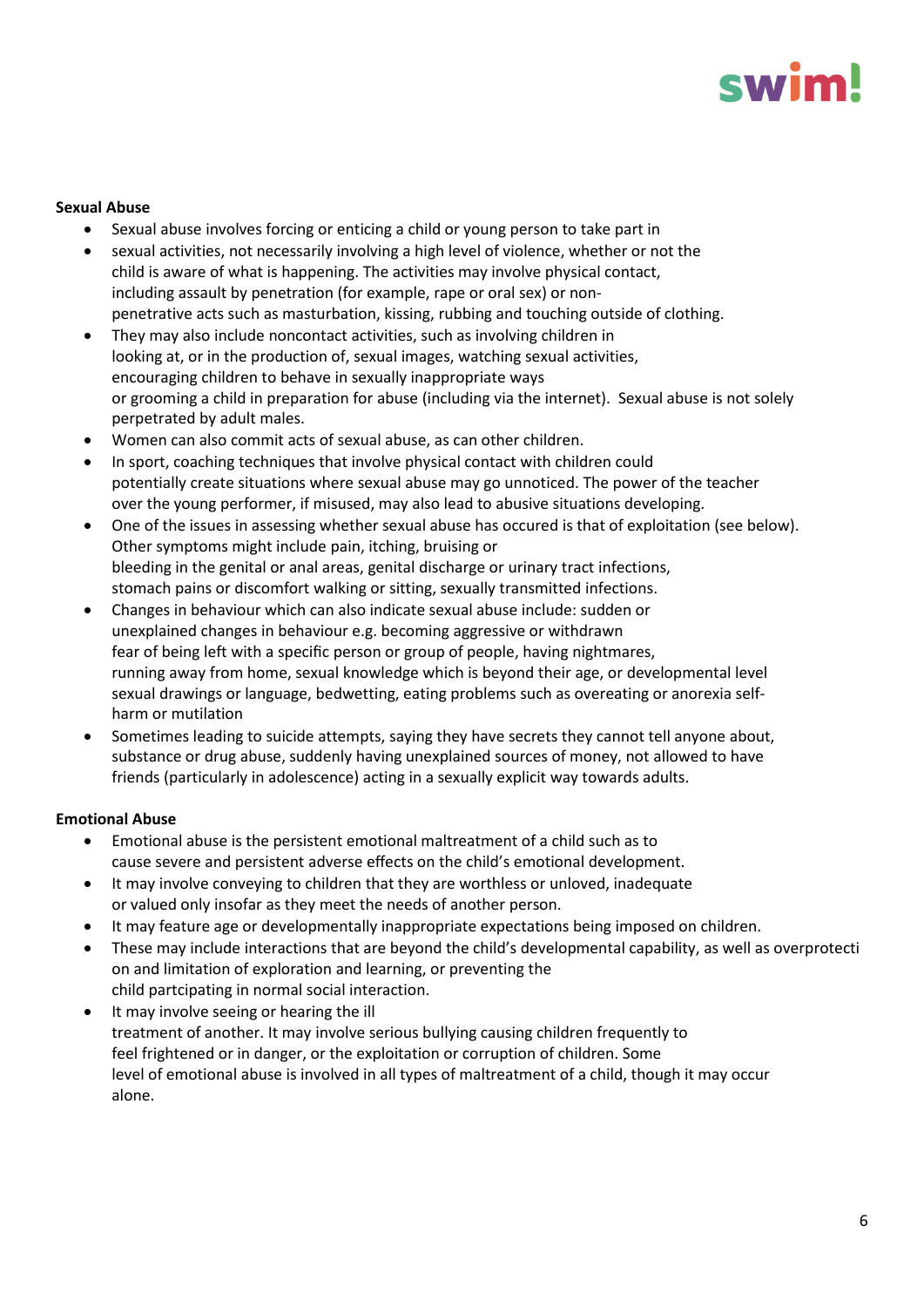**Sexual Abuse**

- Sexual abuse involves forcing or enticing a child or young person to take part in
- sexual activities, not necessarily involving a high level of violence, whether or not the child is aware of what is happening. The activities may involve physical contact, including assault by penetration (for example, rape or oral sex) or non-penetrative acts such as masturbation, kissing, rubbing and touching outside of clothing.
- They may also include noncontact activities, such as involving children in looking at, or in the production of, sexual images, watching sexual activities, encouraging children to behave in sexually inappropriate ways or grooming a child in preparation for abuse (including via the internet). Sexual abuse is not solely perpetrated by adult males.
- Women can also commit acts of sexual abuse, as can other children.
- In sport, coaching techniques that involve physical contact with children could potentially create situations where sexual abuse may go unnoticed. The power of the teacher over the young performer, if misused, may also lead to abusive situations developing.
- One of the issues in assessing whether sexual abuse has occured is that of exploitation (see below). Other symptoms might include pain, itching, bruising or bleeding in the genital or anal areas, genital discharge or urinary tract infections, stomach pains or discomfort walking or sitting, sexually transmitted infections.
- Changes in behaviour which can also indicate sexual abuse include: sudden or unexplained changes in behaviour e.g. becoming aggressive or withdrawn fear of being left with a specific person or group of people, having nightmares, running away from home, sexual knowledge which is beyond their age, or developmental level sexual drawings or language, bedwetting, eating problems such as overeating or anorexia self-harm or mutilation
- Sometimes leading to suicide attempts, saying they have secrets they cannot tell anyone about, substance or drug abuse, suddenly having unexplained sources of money, not allowed to have friends (particularly in adolescence) acting in a sexually explicit way towards adults.

**Emotional Abuse**

- Emotional abuse is the persistent emotional maltreatment of a child such as to cause severe and persistent adverse effects on the child's emotional development.
- It may involve conveying to children that they are worthless or unloved, inadequate or valued only insofar as they meet the needs of another person.
- It may feature age or developmentally inappropriate expectations being imposed on children.
- These may include interactions that are beyond the child's developmental capability, as well as overprotection and limitation of exploration and learning, or preventing the child partcipating in normal social interaction.
- It may involve seeing or hearing the ill treatment of another. It may involve serious bullying causing children frequently to feel frightened or in danger, or the exploitation or corruption of children. Some level of emotional abuse is involved in all types of maltreatment of a child, though it may occur alone.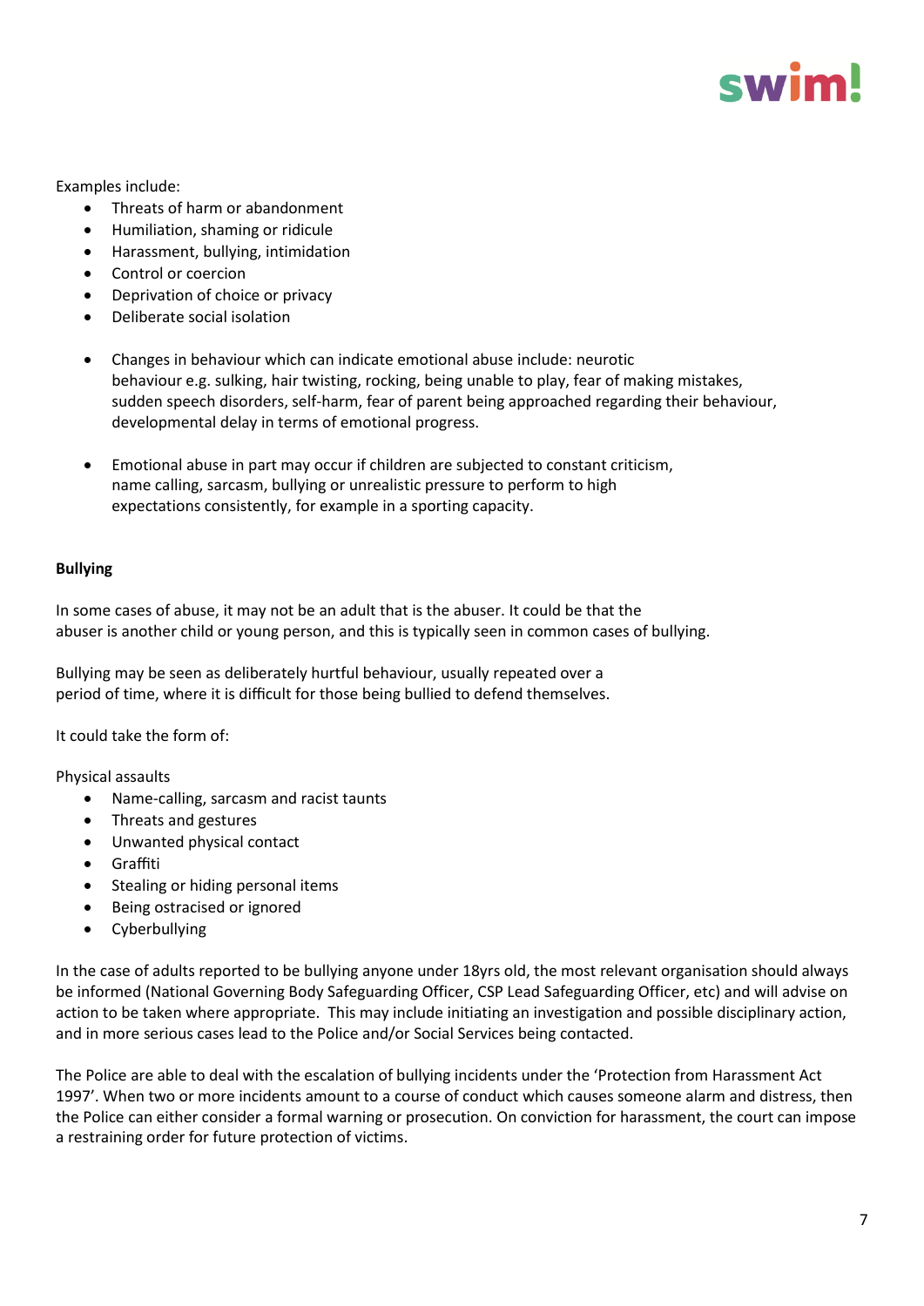Examples include:

- Threats of harm or abandonment
- Humiliation, shaming or ridicule
- Harassment, bullying, intimidation
- Control or coercion
- Deprivation of choice or privacy
- Deliberate social isolation

- Changes in behaviour which can indicate emotional abuse include: neurotic behaviour e.g. sulking, hair twisting, rocking, being unable to play, fear of making mistakes, sudden speech disorders, self-harm, fear of parent being approached regarding their behaviour, developmental delay in terms of emotional progress.

- Emotional abuse in part may occur if children are subjected to constant criticism, name calling, sarcasm, bullying or unrealistic pressure to perform to high expectations consistently, for example in a sporting capacity.

**Bullying**

In some cases of abuse, it may not be an adult that is the abuser. It could be that the abuser is another child or young person, and this is typically seen in common cases of bullying.

Bullying may be seen as deliberately hurtful behaviour, usually repeated over a period of time, where it is difficult for those being bullied to defend themselves.

It could take the form of:

Physical assaults

- Name-calling, sarcasm and racist taunts
- Threats and gestures
- Unwanted physical contact
- Graffiti
- Stealing or hiding personal items
- Being ostracised or ignored
- Cyberbullying

In the case of adults reported to be bullying anyone under 18yrs old, the most relevant organisation should always be informed (National Governing Body Safeguarding Officer, CSP Lead Safeguarding Officer, etc) and will advise on action to be taken where appropriate. This may include initiating an investigation and possible disciplinary action, and in more serious cases lead to the Police and/or Social Services being contacted.

The Police are able to deal with the escalation of bullying incidents under the 'Protection from Harassment Act 1997'. When two or more incidents amount to a course of conduct which causes someone alarm and distress, then the Police can either consider a formal warning or prosecution. On conviction for harassment, the court can impose a restraining order for future protection of victims.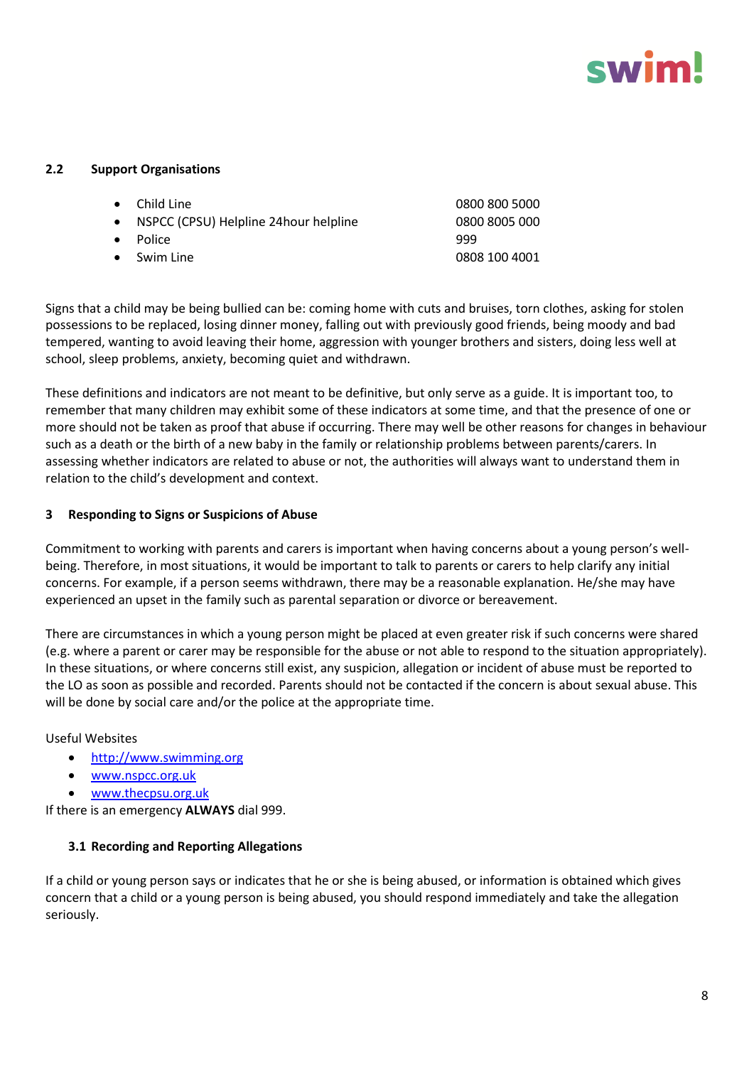### 2.2 Support Organisations

- Child Line 0800 800 5000
- NSPCC (CPSU) Helpline 24hour helpline 0800 8005 000
- Police 999
- Swim Line 0808 100 4001

Signs that a child may be being bullied can be: coming home with cuts and bruises, torn clothes, asking for stolen possessions to be replaced, losing dinner money, falling out with previously good friends, being moody and bad tempered, wanting to avoid leaving their home, aggression with younger brothers and sisters, doing less well at school, sleep problems, anxiety, becoming quiet and withdrawn.

These definitions and indicators are not meant to be definitive, but only serve as a guide. It is important too, to remember that many children may exhibit some of these indicators at some time, and that the presence of one or more should not be taken as proof that abuse if occurring. There may well be other reasons for changes in behaviour such as a death or the birth of a new baby in the family or relationship problems between parents/carers. In assessing whether indicators are related to abuse or not, the authorities will always want to understand them in relation to the child's development and context.

## 3 Responding to Signs or Suspicions of Abuse

Commitment to working with parents and carers is important when having concerns about a young person's well-being. Therefore, in most situations, it would be important to talk to parents or carers to help clarify any initial concerns. For example, if a person seems withdrawn, there may be a reasonable explanation. He/she may have experienced an upset in the family such as parental separation or divorce or bereavement.

There are circumstances in which a young person might be placed at even greater risk if such concerns were shared (e.g. where a parent or carer may be responsible for the abuse or not able to respond to the situation appropriately). In these situations, or where concerns still exist, any suspicion, allegation or incident of abuse must be reported to the LO as soon as possible and recorded. Parents should not be contacted if the concern is about sexual abuse. This will be done by social care and/or the police at the appropriate time.

Useful Websites

- http://www.swimming.org
- www.nspcc.org.uk
- www.thecpsu.org.uk

If there is an emergency **ALWAYS** dial 999.

### 3.1 Recording and Reporting Allegations

If a child or young person says or indicates that he or she is being abused, or information is obtained which gives concern that a child or a young person is being abused, you should respond immediately and take the allegation seriously.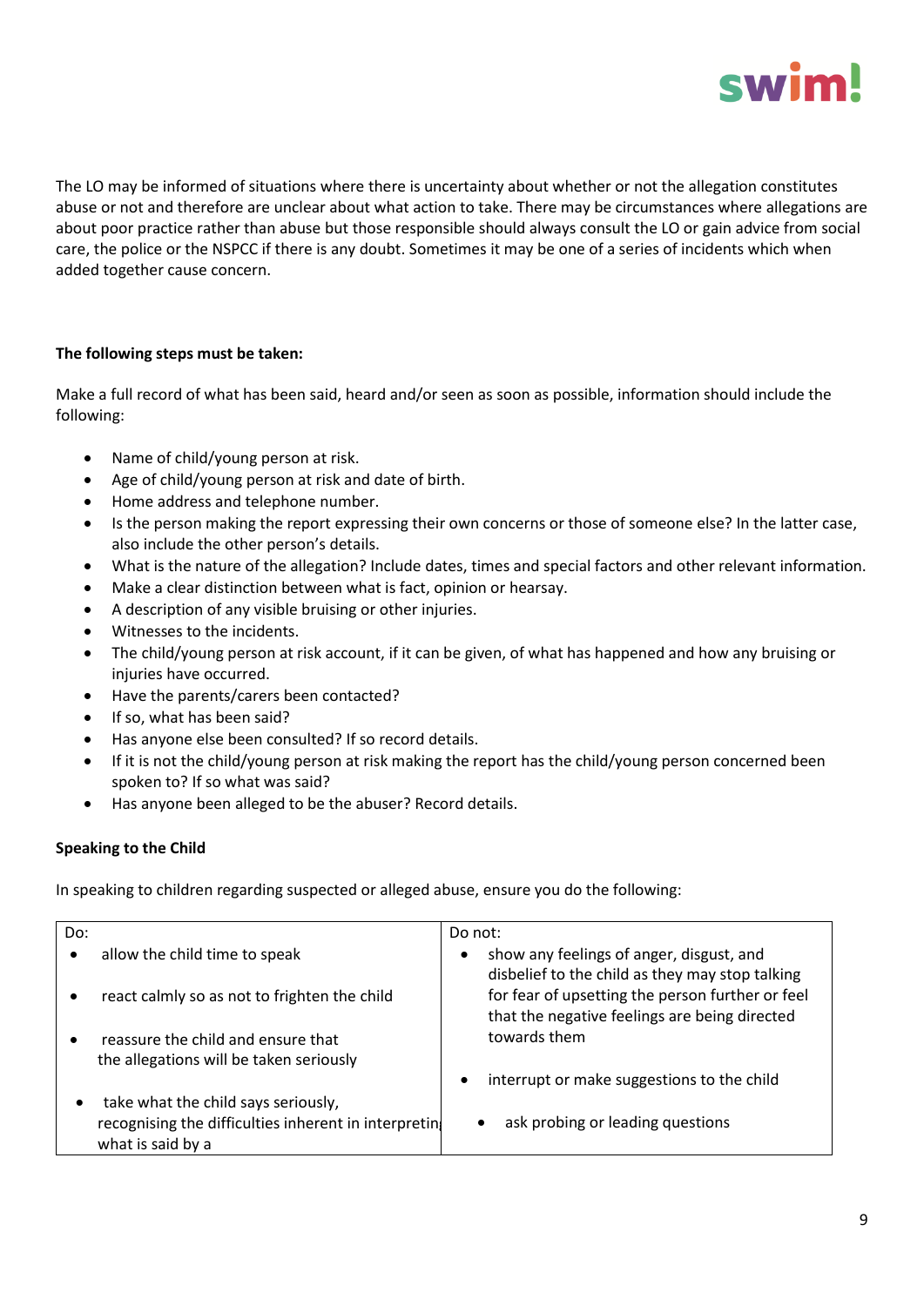The LO may be informed of situations where there is uncertainty about whether or not the allegation constitutes abuse or not and therefore are unclear about what action to take. There may be circumstances where allegations are about poor practice rather than abuse but those responsible should always consult the LO or gain advice from social care, the police or the NSPCC if there is any doubt. Sometimes it may be one of a series of incidents which when added together cause concern.

**The following steps must be taken:**

Make a full record of what has been said, heard and/or seen as soon as possible, information should include the following:

- Name of child/young person at risk.
- Age of child/young person at risk and date of birth.
- Home address and telephone number.
- Is the person making the report expressing their own concerns or those of someone else? In the latter case, also include the other person's details.
- What is the nature of the allegation? Include dates, times and special factors and other relevant information.
- Make a clear distinction between what is fact, opinion or hearsay.
- A description of any visible bruising or other injuries.
- Witnesses to the incidents.
- The child/young person at risk account, if it can be given, of what has happened and how any bruising or injuries have occurred.
- Have the parents/carers been contacted?
- If so, what has been said?
- Has anyone else been consulted? If so record details.
- If it is not the child/young person at risk making the report has the child/young person concerned been spoken to? If so what was said?
- Has anyone been alleged to be the abuser? Record details.

**Speaking to the Child**

In speaking to children regarding suspected or alleged abuse, ensure you do the following:

| Do: | Do not: |
| --- | --- |
| • allow the child time to speak<br>• react calmly so as not to frighten the child<br>• reassure the child and ensure that the allegations will be taken seriously<br>• take what the child says seriously, recognising the difficulties inherent in interpreting what is said by a | • show any feelings of anger, disgust, and disbelief to the child as they may stop talking for fear of upsetting the person further or feel that the negative feelings are being directed towards them<br>• interrupt or make suggestions to the child<br>• ask probing or leading questions |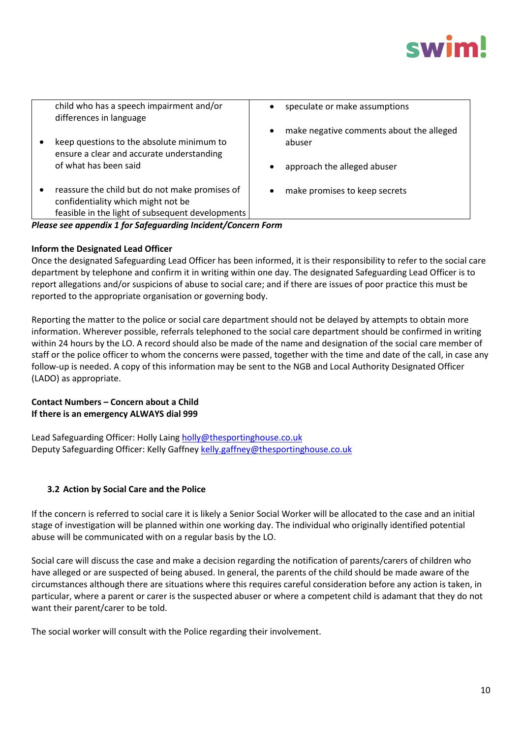| | |
|---|---|
| child who has a speech impairment and/or differences in language<br><br>• keep questions to the absolute minimum to ensure a clear and accurate understanding of what has been said<br><br>• reassure the child but do not make promises of confidentiality which might not be feasible in the light of subsequent developments | • speculate or make assumptions<br><br>• make negative comments about the alleged abuser<br><br>• approach the alleged abuser<br><br>• make promises to keep secrets |

***Please see appendix 1 for Safeguarding Incident/Concern Form***

**Inform the Designated Lead Officer**

Once the designated Safeguarding Lead Officer has been informed, it is their responsibility to refer to the social care department by telephone and confirm it in writing within one day. The designated Safeguarding Lead Officer is to report allegations and/or suspicions of abuse to social care; and if there are issues of poor practice this must be reported to the appropriate organisation or governing body.

Reporting the matter to the police or social care department should not be delayed by attempts to obtain more information. Wherever possible, referrals telephoned to the social care department should be confirmed in writing within 24 hours by the LO. A record should also be made of the name and designation of the social care member of staff or the police officer to whom the concerns were passed, together with the time and date of the call, in case any follow-up is needed. A copy of this information may be sent to the NGB and Local Authority Designated Officer (LADO) as appropriate.

**Contact Numbers – Concern about a Child**
**If there is an emergency ALWAYS dial 999**

Lead Safeguarding Officer: Holly Laing holly@thesportinghouse.co.uk
Deputy Safeguarding Officer: Kelly Gaffney kelly.gaffney@thesportinghouse.co.uk

### 3.2 Action by Social Care and the Police

If the concern is referred to social care it is likely a Senior Social Worker will be allocated to the case and an initial stage of investigation will be planned within one working day. The individual who originally identified potential abuse will be communicated with on a regular basis by the LO.

Social care will discuss the case and make a decision regarding the notification of parents/carers of children who have alleged or are suspected of being abused. In general, the parents of the child should be made aware of the circumstances although there are situations where this requires careful consideration before any action is taken, in particular, where a parent or carer is the suspected abuser or where a competent child is adamant that they do not want their parent/carer to be told.

The social worker will consult with the Police regarding their involvement.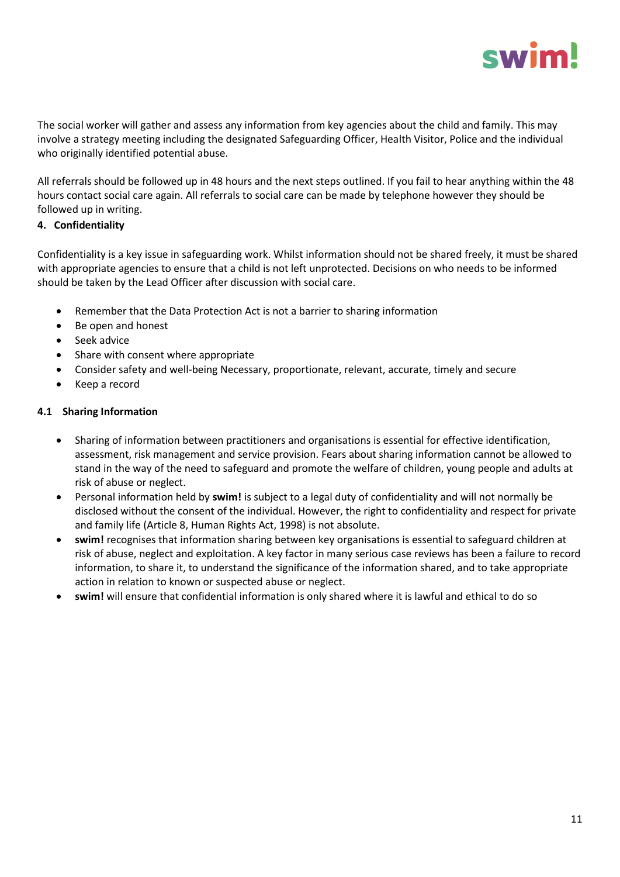The social worker will gather and assess any information from key agencies about the child and family. This may involve a strategy meeting including the designated Safeguarding Officer, Health Visitor, Police and the individual who originally identified potential abuse.

All referrals should be followed up in 48 hours and the next steps outlined. If you fail to hear anything within the 48 hours contact social care again. All referrals to social care can be made by telephone however they should be followed up in writing.

## 4. Confidentiality

Confidentiality is a key issue in safeguarding work. Whilst information should not be shared freely, it must be shared with appropriate agencies to ensure that a child is not left unprotected. Decisions on who needs to be informed should be taken by the Lead Officer after discussion with social care.

- Remember that the Data Protection Act is not a barrier to sharing information
- Be open and honest
- Seek advice
- Share with consent where appropriate
- Consider safety and well-being Necessary, proportionate, relevant, accurate, timely and secure
- Keep a record

### 4.1 Sharing Information

- Sharing of information between practitioners and organisations is essential for effective identification, assessment, risk management and service provision. Fears about sharing information cannot be allowed to stand in the way of the need to safeguard and promote the welfare of children, young people and adults at risk of abuse or neglect.
- Personal information held by **swim!** is subject to a legal duty of confidentiality and will not normally be disclosed without the consent of the individual. However, the right to confidentiality and respect for private and family life (Article 8, Human Rights Act, 1998) is not absolute.
- **swim!** recognises that information sharing between key organisations is essential to safeguard children at risk of abuse, neglect and exploitation. A key factor in many serious case reviews has been a failure to record information, to share it, to understand the significance of the information shared, and to take appropriate action in relation to known or suspected abuse or neglect.
- **swim!** will ensure that confidential information is only shared where it is lawful and ethical to do so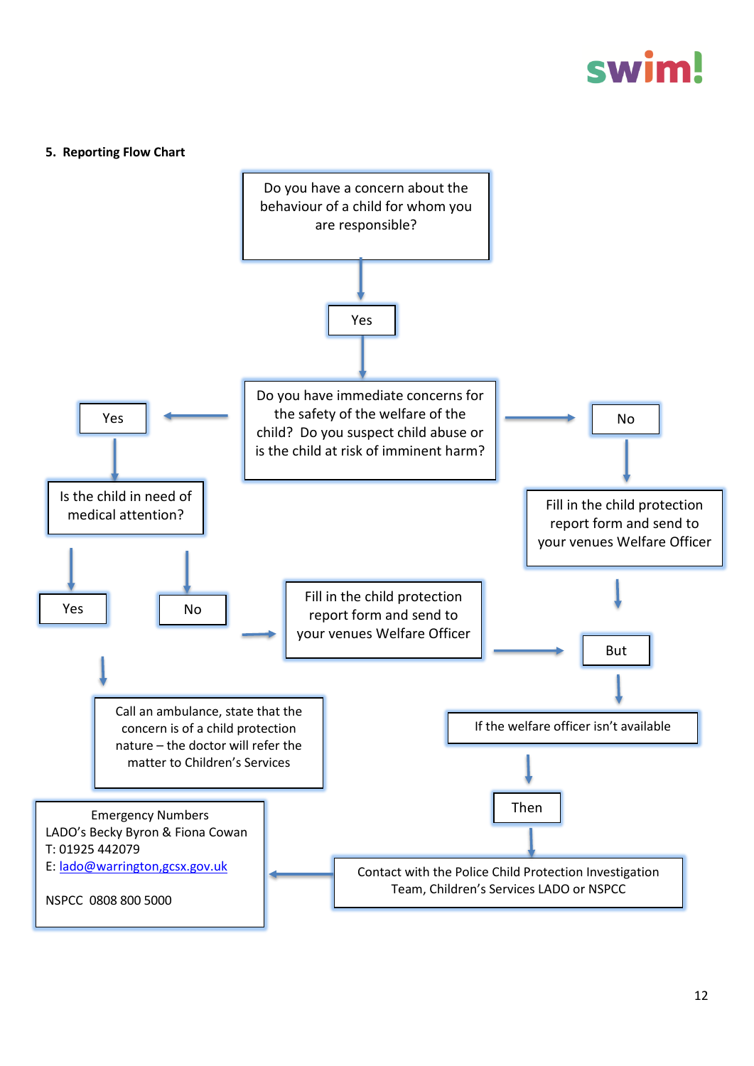### 5. Reporting Flow Chart

Do you have a concern about the behaviour of a child for whom you are responsible?

Yes

Do you have immediate concerns for the safety of the welfare of the child? Do you suspect child abuse or is the child at risk of imminent harm?

Yes

Is the child in need of medical attention?

Yes

Call an ambulance, state that the concern is of a child protection nature – the doctor will refer the matter to Children's Services

No

Fill in the child protection report form and send to your venues Welfare Officer

No

Fill in the child protection report form and send to your venues Welfare Officer

But

If the welfare officer isn't available

Then

Contact with the Police Child Protection Investigation Team, Children's Services LADO or NSPCC

Emergency Numbers
LADO's Becky Byron & Fiona Cowan
T: 01925 442079
E: lado@warrington,gcsx.gov.uk

NSPCC 0808 800 5000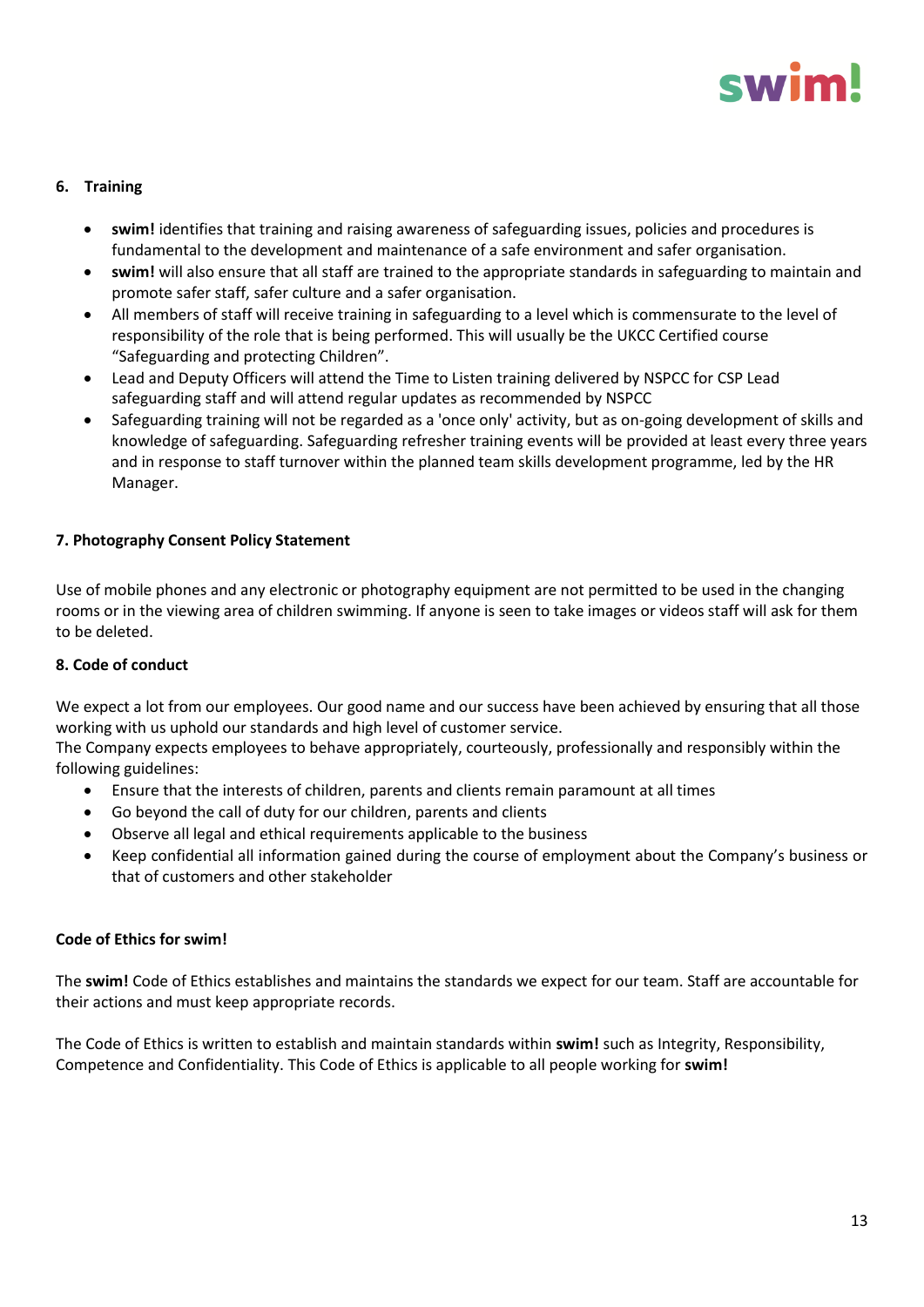## 6. Training

- **swim!** identifies that training and raising awareness of safeguarding issues, policies and procedures is fundamental to the development and maintenance of a safe environment and safer organisation.
- **swim!** will also ensure that all staff are trained to the appropriate standards in safeguarding to maintain and promote safer staff, safer culture and a safer organisation.
- All members of staff will receive training in safeguarding to a level which is commensurate to the level of responsibility of the role that is being performed. This will usually be the UKCC Certified course "Safeguarding and protecting Children".
- Lead and Deputy Officers will attend the Time to Listen training delivered by NSPCC for CSP Lead safeguarding staff and will attend regular updates as recommended by NSPCC
- Safeguarding training will not be regarded as a 'once only' activity, but as on-going development of skills and knowledge of safeguarding. Safeguarding refresher training events will be provided at least every three years and in response to staff turnover within the planned team skills development programme, led by the HR Manager.

## 7. Photography Consent Policy Statement

Use of mobile phones and any electronic or photography equipment are not permitted to be used in the changing rooms or in the viewing area of children swimming. If anyone is seen to take images or videos staff will ask for them to be deleted.

## 8. Code of conduct

We expect a lot from our employees. Our good name and our success have been achieved by ensuring that all those working with us uphold our standards and high level of customer service.
The Company expects employees to behave appropriately, courteously, professionally and responsibly within the following guidelines:

- Ensure that the interests of children, parents and clients remain paramount at all times
- Go beyond the call of duty for our children, parents and clients
- Observe all legal and ethical requirements applicable to the business
- Keep confidential all information gained during the course of employment about the Company's business or that of customers and other stakeholder

### Code of Ethics for swim!

The **swim!** Code of Ethics establishes and maintains the standards we expect for our team. Staff are accountable for their actions and must keep appropriate records.

The Code of Ethics is written to establish and maintain standards within **swim!** such as Integrity, Responsibility, Competence and Confidentiality. This Code of Ethics is applicable to all people working for **swim!**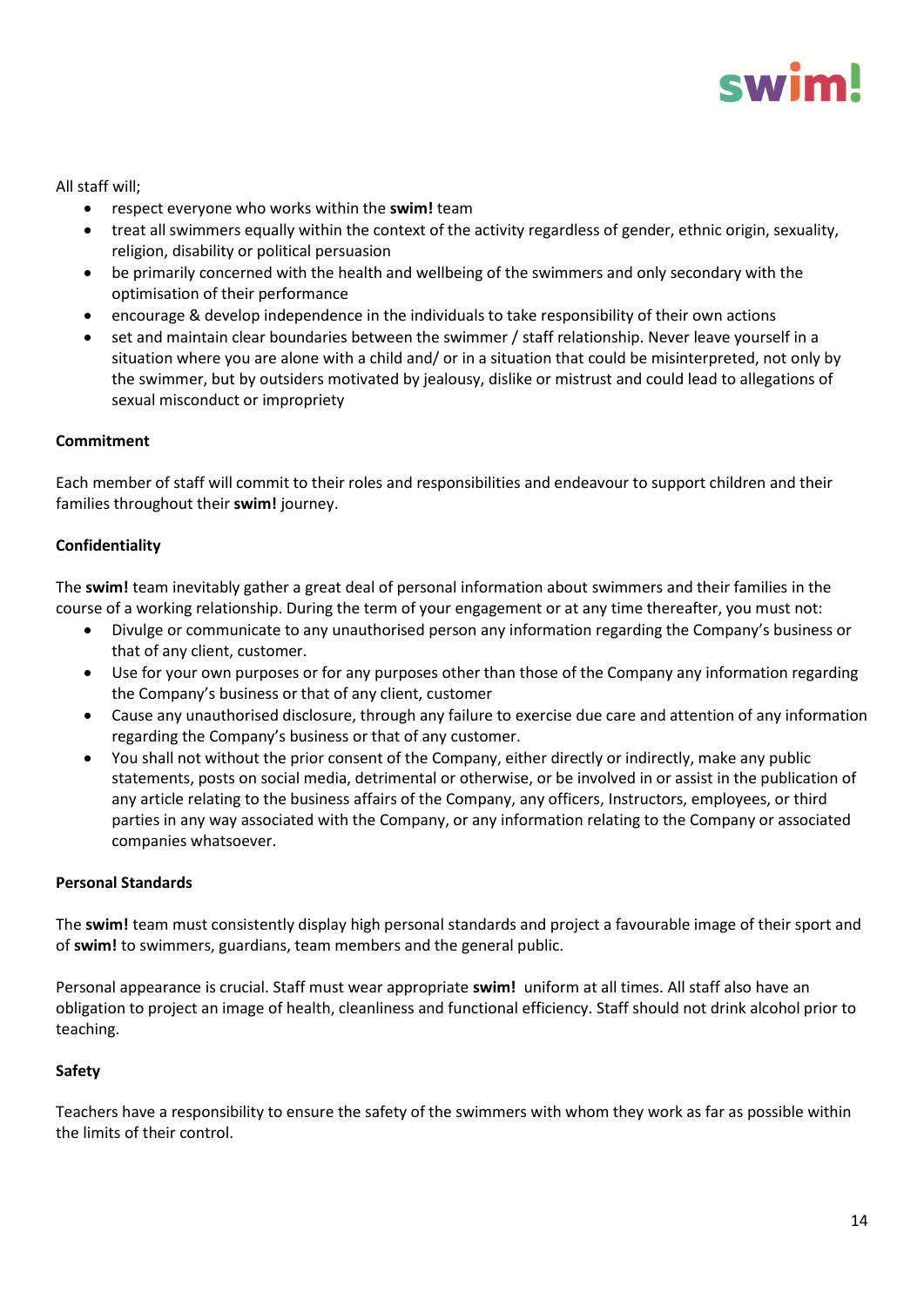All staff will;

- respect everyone who works within the **swim!** team
- treat all swimmers equally within the context of the activity regardless of gender, ethnic origin, sexuality, religion, disability or political persuasion
- be primarily concerned with the health and wellbeing of the swimmers and only secondary with the optimisation of their performance
- encourage & develop independence in the individuals to take responsibility of their own actions
- set and maintain clear boundaries between the swimmer / staff relationship. Never leave yourself in a situation where you are alone with a child and/ or in a situation that could be misinterpreted, not only by the swimmer, but by outsiders motivated by jealousy, dislike or mistrust and could lead to allegations of sexual misconduct or impropriety

**Commitment**

Each member of staff will commit to their roles and responsibilities and endeavour to support children and their families throughout their **swim!** journey.

**Confidentiality**

The **swim!** team inevitably gather a great deal of personal information about swimmers and their families in the course of a working relationship. During the term of your engagement or at any time thereafter, you must not:

- Divulge or communicate to any unauthorised person any information regarding the Company's business or that of any client, customer.
- Use for your own purposes or for any purposes other than those of the Company any information regarding the Company's business or that of any client, customer
- Cause any unauthorised disclosure, through any failure to exercise due care and attention of any information regarding the Company's business or that of any customer.
- You shall not without the prior consent of the Company, either directly or indirectly, make any public statements, posts on social media, detrimental or otherwise, or be involved in or assist in the publication of any article relating to the business affairs of the Company, any officers, Instructors, employees, or third parties in any way associated with the Company, or any information relating to the Company or associated companies whatsoever.

**Personal Standards**

The **swim!** team must consistently display high personal standards and project a favourable image of their sport and of **swim!** to swimmers, guardians, team members and the general public.

Personal appearance is crucial. Staff must wear appropriate **swim!** uniform at all times. All staff also have an obligation to project an image of health, cleanliness and functional efficiency. Staff should not drink alcohol prior to teaching.

**Safety**

Teachers have a responsibility to ensure the safety of the swimmers with whom they work as far as possible within the limits of their control.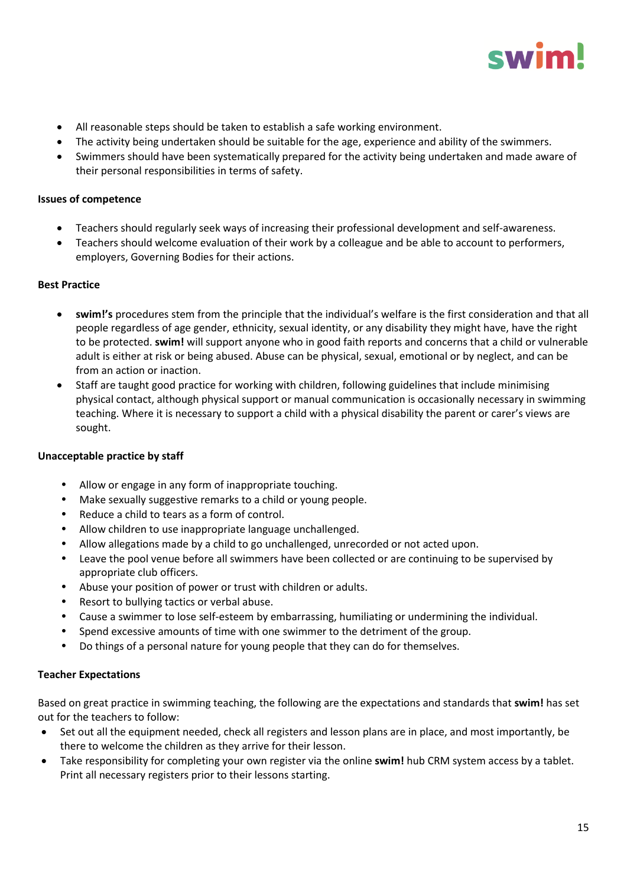- All reasonable steps should be taken to establish a safe working environment.
- The activity being undertaken should be suitable for the age, experience and ability of the swimmers.
- Swimmers should have been systematically prepared for the activity being undertaken and made aware of their personal responsibilities in terms of safety.

**Issues of competence**

- Teachers should regularly seek ways of increasing their professional development and self-awareness.
- Teachers should welcome evaluation of their work by a colleague and be able to account to performers, employers, Governing Bodies for their actions.

**Best Practice**

- **swim!'s** procedures stem from the principle that the individual's welfare is the first consideration and that all people regardless of age gender, ethnicity, sexual identity, or any disability they might have, have the right to be protected. **swim!** will support anyone who in good faith reports and concerns that a child or vulnerable adult is either at risk or being abused. Abuse can be physical, sexual, emotional or by neglect, and can be from an action or inaction.
- Staff are taught good practice for working with children, following guidelines that include minimising physical contact, although physical support or manual communication is occasionally necessary in swimming teaching. Where it is necessary to support a child with a physical disability the parent or carer's views are sought.

**Unacceptable practice by staff**

- Allow or engage in any form of inappropriate touching.
- Make sexually suggestive remarks to a child or young people.
- Reduce a child to tears as a form of control.
- Allow children to use inappropriate language unchallenged.
- Allow allegations made by a child to go unchallenged, unrecorded or not acted upon.
- Leave the pool venue before all swimmers have been collected or are continuing to be supervised by appropriate club officers.
- Abuse your position of power or trust with children or adults.
- Resort to bullying tactics or verbal abuse.
- Cause a swimmer to lose self-esteem by embarrassing, humiliating or undermining the individual.
- Spend excessive amounts of time with one swimmer to the detriment of the group.
- Do things of a personal nature for young people that they can do for themselves.

**Teacher Expectations**

Based on great practice in swimming teaching, the following are the expectations and standards that **swim!** has set out for the teachers to follow:

- Set out all the equipment needed, check all registers and lesson plans are in place, and most importantly, be there to welcome the children as they arrive for their lesson.
- Take responsibility for completing your own register via the online **swim!** hub CRM system access by a tablet. Print all necessary registers prior to their lessons starting.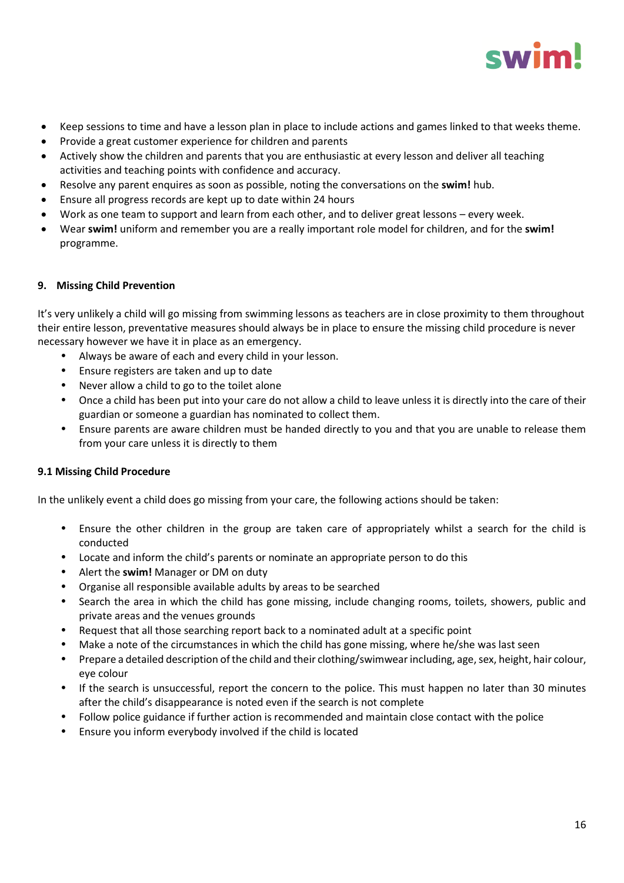- Keep sessions to time and have a lesson plan in place to include actions and games linked to that weeks theme.
- Provide a great customer experience for children and parents
- Actively show the children and parents that you are enthusiastic at every lesson and deliver all teaching activities and teaching points with confidence and accuracy.
- Resolve any parent enquires as soon as possible, noting the conversations on the **swim!** hub.
- Ensure all progress records are kept up to date within 24 hours
- Work as one team to support and learn from each other, and to deliver great lessons – every week.
- Wear **swim!** uniform and remember you are a really important role model for children, and for the **swim!** programme.

## 9. Missing Child Prevention

It's very unlikely a child will go missing from swimming lessons as teachers are in close proximity to them throughout their entire lesson, preventative measures should always be in place to ensure the missing child procedure is never necessary however we have it in place as an emergency.

- Always be aware of each and every child in your lesson.
- Ensure registers are taken and up to date
- Never allow a child to go to the toilet alone
- Once a child has been put into your care do not allow a child to leave unless it is directly into the care of their guardian or someone a guardian has nominated to collect them.
- Ensure parents are aware children must be handed directly to you and that you are unable to release them from your care unless it is directly to them

### 9.1 Missing Child Procedure

In the unlikely event a child does go missing from your care, the following actions should be taken:

- Ensure the other children in the group are taken care of appropriately whilst a search for the child is conducted
- Locate and inform the child's parents or nominate an appropriate person to do this
- Alert the **swim!** Manager or DM on duty
- Organise all responsible available adults by areas to be searched
- Search the area in which the child has gone missing, include changing rooms, toilets, showers, public and private areas and the venues grounds
- Request that all those searching report back to a nominated adult at a specific point
- Make a note of the circumstances in which the child has gone missing, where he/she was last seen
- Prepare a detailed description of the child and their clothing/swimwear including, age, sex, height, hair colour, eye colour
- If the search is unsuccessful, report the concern to the police. This must happen no later than 30 minutes after the child's disappearance is noted even if the search is not complete
- Follow police guidance if further action is recommended and maintain close contact with the police
- Ensure you inform everybody involved if the child is located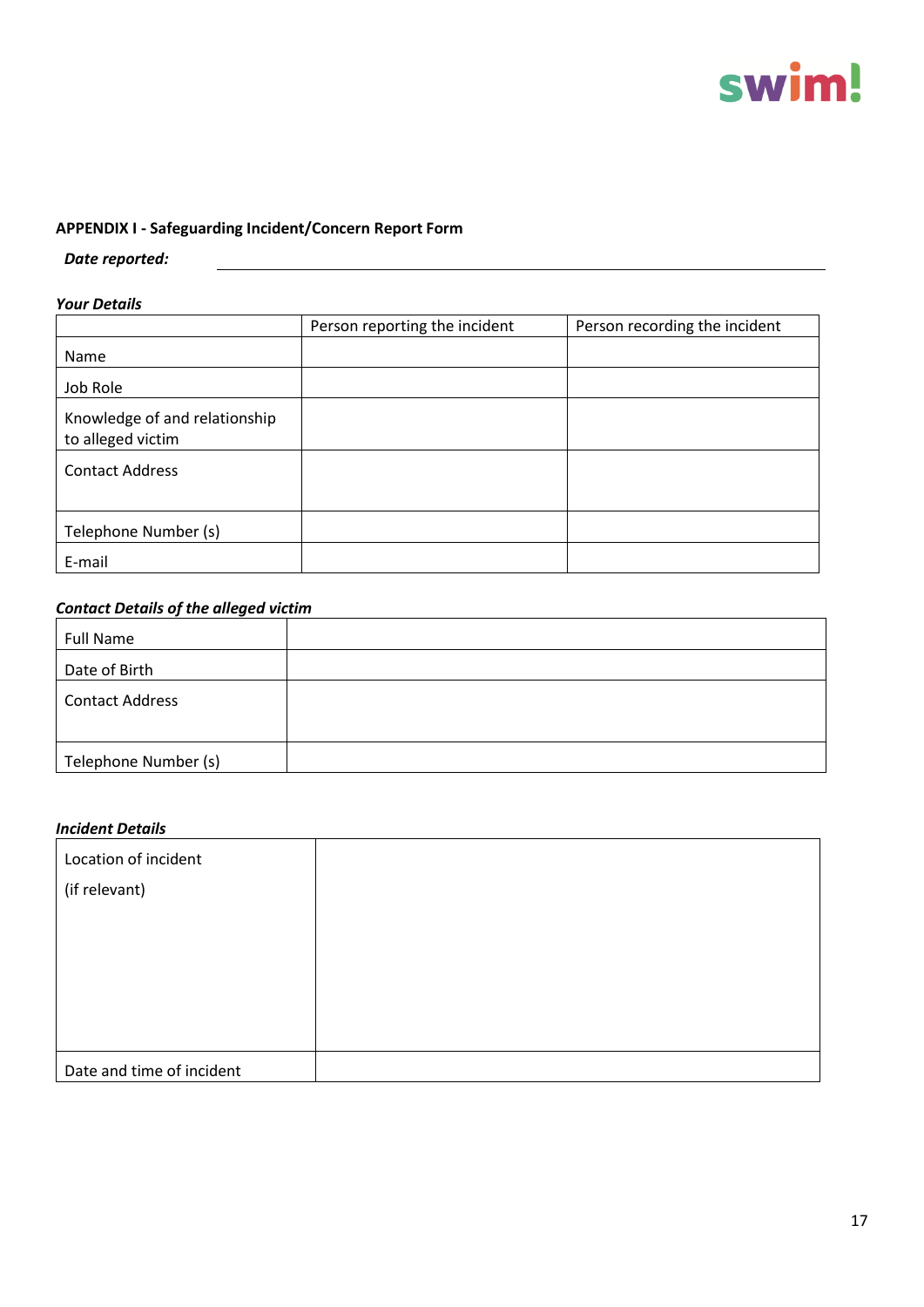**APPENDIX I - Safeguarding Incident/Concern Report Form**

***Date reported:*** ______________________________

***Your Details***

| | Person reporting the incident | Person recording the incident |
|---|---|---|
| Name | | |
| Job Role | | |
| Knowledge of and relationship to alleged victim | | |
| Contact Address | | |
| Telephone Number (s) | | |
| E-mail | | |

***Contact Details of the alleged victim***

| | |
|---|---|
| Full Name | |
| Date of Birth | |
| Contact Address | |
| Telephone Number (s) | |

***Incident Details***

| | |
|---|---|
| Location of incident (if relevant) | |
| Date and time of incident | |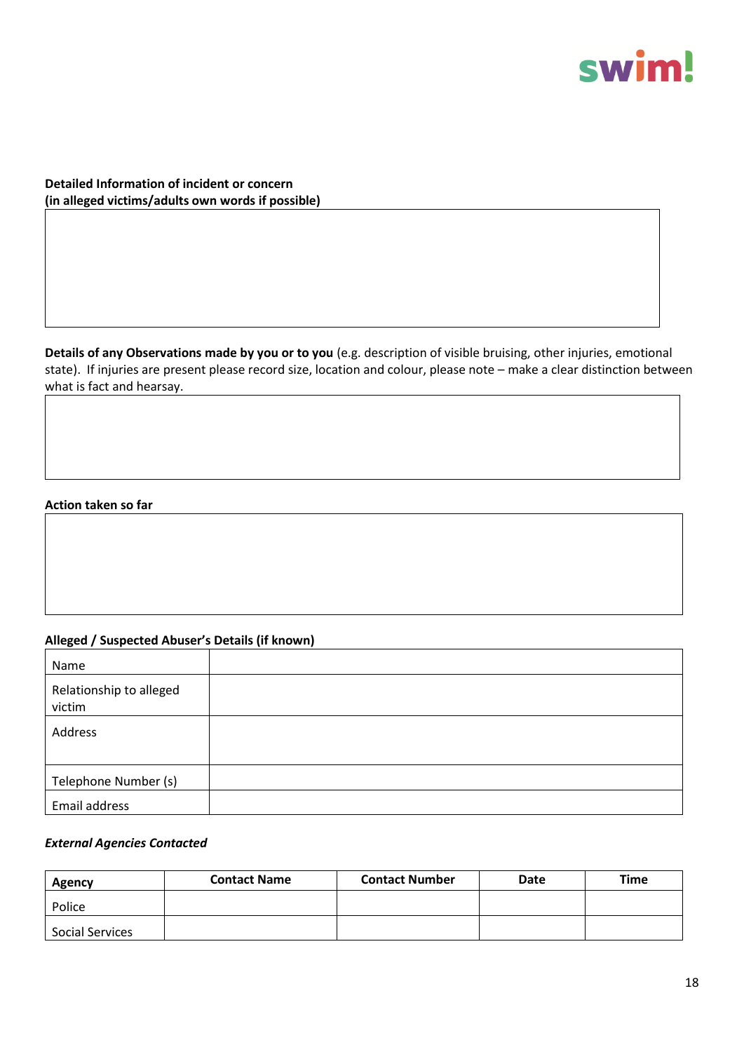**Detailed Information of incident or concern**
**(in alleged victims/adults own words if possible)**

**Details of any Observations made by you or to you** (e.g. description of visible bruising, other injuries, emotional state). If injuries are present please record size, location and colour, please note – make a clear distinction between what is fact and hearsay.

**Action taken so far**

**Alleged / Suspected Abuser's Details (if known)**

| Name | |
|---|---|
| Relationship to alleged victim | |
| Address | |
| Telephone Number (s) | |
| Email address | |

***External Agencies Contacted***

| Agency | Contact Name | Contact Number | Date | Time |
|---|---|---|---|---|
| Police | | | | |
| Social Services | | | | |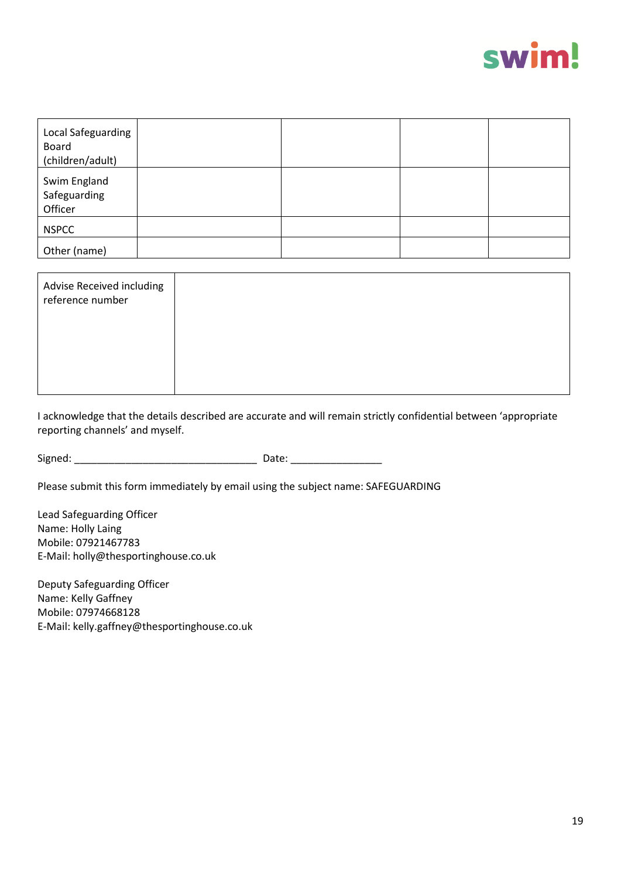| | | | | |
|---|---|---|---|---|
| Local Safeguarding Board (children/adult) | | | | |
| Swim England Safeguarding Officer | | | | |
| NSPCC | | | | |
| Other (name) | | | | |

| | |
|---|---|
| Advise Received including reference number | |

I acknowledge that the details described are accurate and will remain strictly confidential between 'appropriate reporting channels' and myself.

Signed: _______________________________ Date: _______________

Please submit this form immediately by email using the subject name: SAFEGUARDING

Lead Safeguarding Officer
Name: Holly Laing
Mobile: 07921467783
E-Mail: holly@thesportinghouse.co.uk

Deputy Safeguarding Officer
Name: Kelly Gaffney
Mobile: 07974668128
E-Mail: kelly.gaffney@thesportinghouse.co.uk